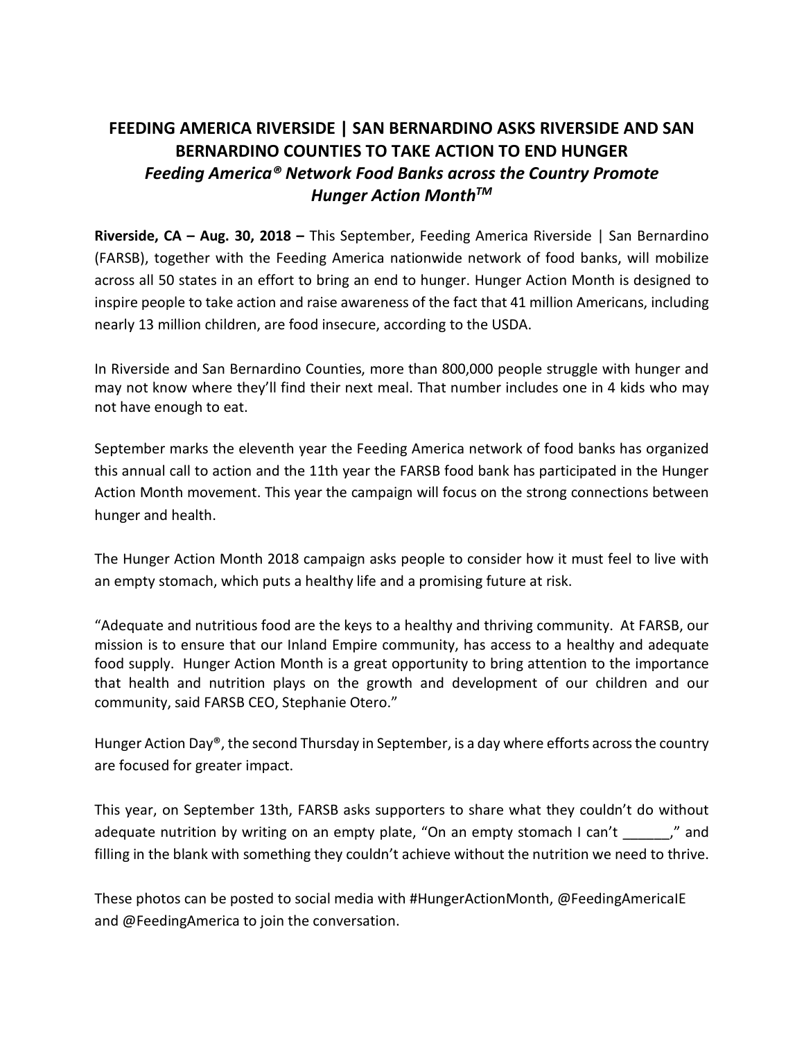# FEEDING AMERICA RIVERSIDE | SAN BERNARDINO ASKS RIVERSIDE AND SAN BERNARDINO COUNTIES TO TAKE ACTION TO END HUNGER

## *Feeding America® Network Food Banks across the Country Promote Hunger Action Month™*

**Riverside, CA – Aug. 30, 2018 –** This September, Feeding America Riverside | San Bernardino (FARSB), together with the Feeding America nationwide network of food banks, will mobilize across all 50 states in an effort to bring an end to hunger. Hunger Action Month is designed to inspire people to take action and raise awareness of the fact that 41 million Americans, including nearly 13 million children, are food insecure, according to the USDA.

In Riverside and San Bernardino Counties, more than 800,000 people struggle with hunger and may not know where they'll find their next meal. That number includes one in 4 kids who may not have enough to eat.

September marks the eleventh year the Feeding America network of food banks has organized this annual call to action and the 11th year the FARSB food bank has participated in the Hunger Action Month movement. This year the campaign will focus on the strong connections between hunger and health.

The Hunger Action Month 2018 campaign asks people to consider how it must feel to live with an empty stomach, which puts a healthy life and a promising future at risk.

"Adequate and nutritious food are the keys to a healthy and thriving community. At FARSB, our mission is to ensure that our Inland Empire community, has access to a healthy and adequate food supply. Hunger Action Month is a great opportunity to bring attention to the importance that health and nutrition plays on the growth and development of our children and our community, said FARSB CEO, Stephanie Otero."

Hunger Action Day®, the second Thursday in September, is a day where efforts across the country are focused for greater impact.

This year, on September 13th, FARSB asks supporters to share what they couldn't do without adequate nutrition by writing on an empty plate, "On an empty stomach I can't ______," and filling in the blank with something they couldn't achieve without the nutrition we need to thrive.

These photos can be posted to social media with #HungerActionMonth, @FeedingAmericaIE and @FeedingAmerica to join the conversation.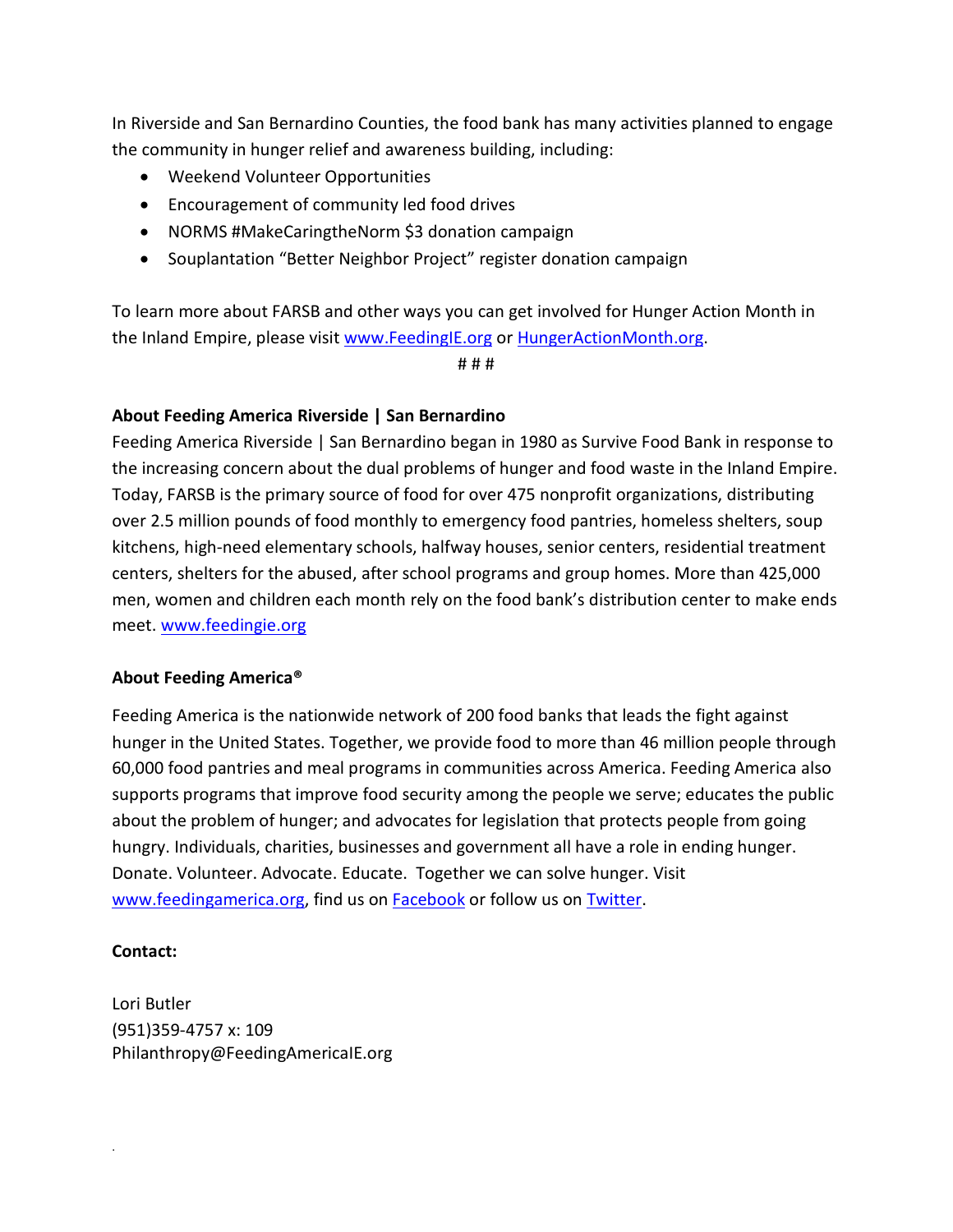In Riverside and San Bernardino Counties, the food bank has many activities planned to engage the community in hunger relief and awareness building, including:

- Weekend Volunteer Opportunities
- Encouragement of community led food drives
- NORMS #MakeCaringtheNorm $3 donation campaign
- Souplantation "Better Neighbor Project" register donation campaign

To learn more about FARSB and other ways you can get involved for Hunger Action Month in the Inland Empire, please visit www.FeedingIE.org or HungerActionMonth.org.

# # #

**About Feeding America Riverside | San Bernardino**

Feeding America Riverside | San Bernardino began in 1980 as Survive Food Bank in response to the increasing concern about the dual problems of hunger and food waste in the Inland Empire. Today, FARSB is the primary source of food for over 475 nonprofit organizations, distributing over 2.5 million pounds of food monthly to emergency food pantries, homeless shelters, soup kitchens, high-need elementary schools, halfway houses, senior centers, residential treatment centers, shelters for the abused, after school programs and group homes. More than 425,000 men, women and children each month rely on the food bank's distribution center to make ends meet. www.feedingie.org

**About Feeding America®**

Feeding America is the nationwide network of 200 food banks that leads the fight against hunger in the United States. Together, we provide food to more than 46 million people through 60,000 food pantries and meal programs in communities across America. Feeding America also supports programs that improve food security among the people we serve; educates the public about the problem of hunger; and advocates for legislation that protects people from going hungry. Individuals, charities, businesses and government all have a role in ending hunger. Donate. Volunteer. Advocate. Educate. Together we can solve hunger. Visit www.feedingamerica.org, find us on Facebook or follow us on Twitter.

**Contact:**

Lori Butler
(951)359-4757 x: 109
Philanthropy@FeedingAmericaIE.org